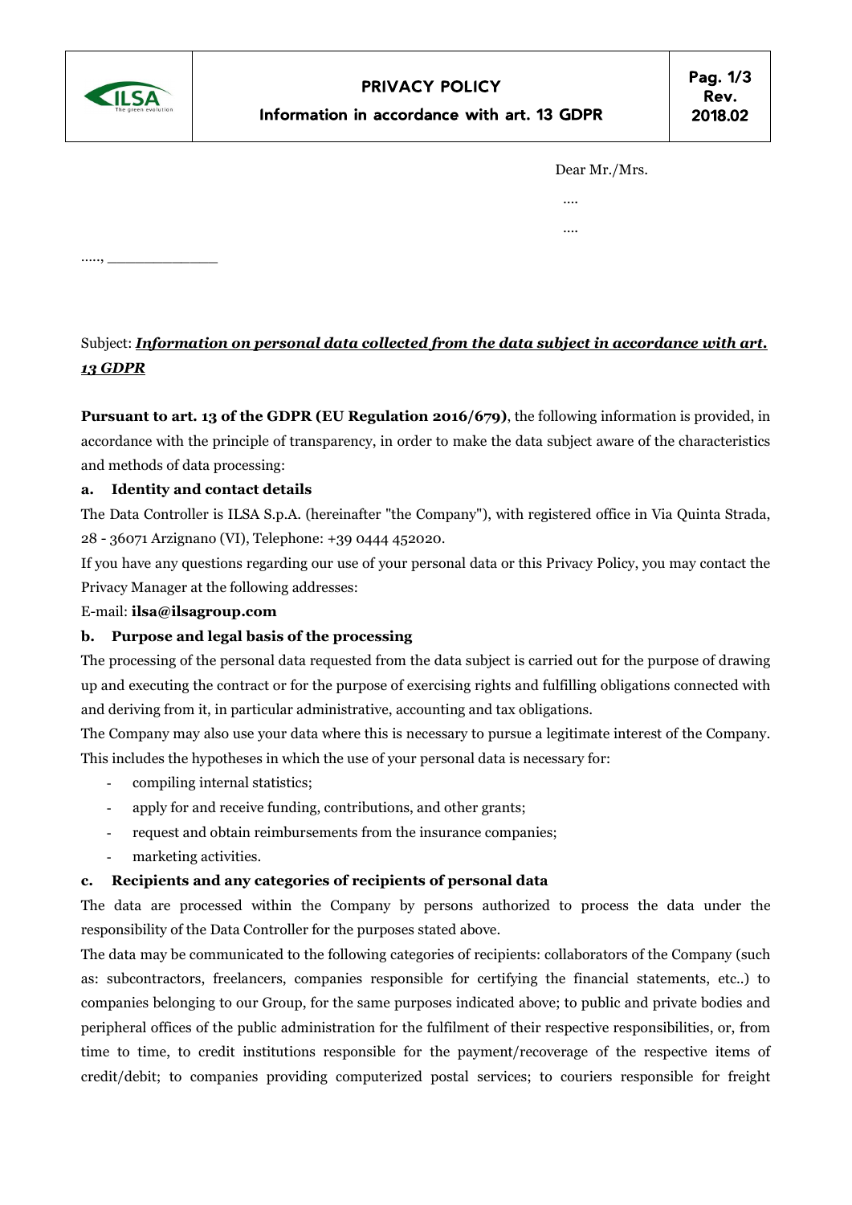# PRIVACY POLICY

## Information in accordance with art. 13 GDPR

Dear Mr./Mrs.

....

....

....., _____________

Subject: ***Information on personal data collected from the data subject in accordance with art. 13 GDPR***

**Pursuant to art. 13 of the GDPR (EU Regulation 2016/679)**, the following information is provided, in accordance with the principle of transparency, in order to make the data subject aware of the characteristics and methods of data processing:

**a. Identity and contact details**

The Data Controller is ILSA S.p.A. (hereinafter "the Company"), with registered office in Via Quinta Strada, 28 - 36071 Arzignano (VI), Telephone: +39 0444 452020.

If you have any questions regarding our use of your personal data or this Privacy Policy, you may contact the Privacy Manager at the following addresses:

E-mail: **ilsa@ilsagroup.com**

**b. Purpose and legal basis of the processing**

The processing of the personal data requested from the data subject is carried out for the purpose of drawing up and executing the contract or for the purpose of exercising rights and fulfilling obligations connected with and deriving from it, in particular administrative, accounting and tax obligations.

The Company may also use your data where this is necessary to pursue a legitimate interest of the Company. This includes the hypotheses in which the use of your personal data is necessary for:

- compiling internal statistics;
- apply for and receive funding, contributions, and other grants;
- request and obtain reimbursements from the insurance companies;
- marketing activities.

**c. Recipients and any categories of recipients of personal data**

The data are processed within the Company by persons authorized to process the data under the responsibility of the Data Controller for the purposes stated above.

The data may be communicated to the following categories of recipients: collaborators of the Company (such as: subcontractors, freelancers, companies responsible for certifying the financial statements, etc..) to companies belonging to our Group, for the same purposes indicated above; to public and private bodies and peripheral offices of the public administration for the fulfilment of their respective responsibilities, or, from time to time, to credit institutions responsible for the payment/recoverage of the respective items of credit/debit; to companies providing computerized postal services; to couriers responsible for freight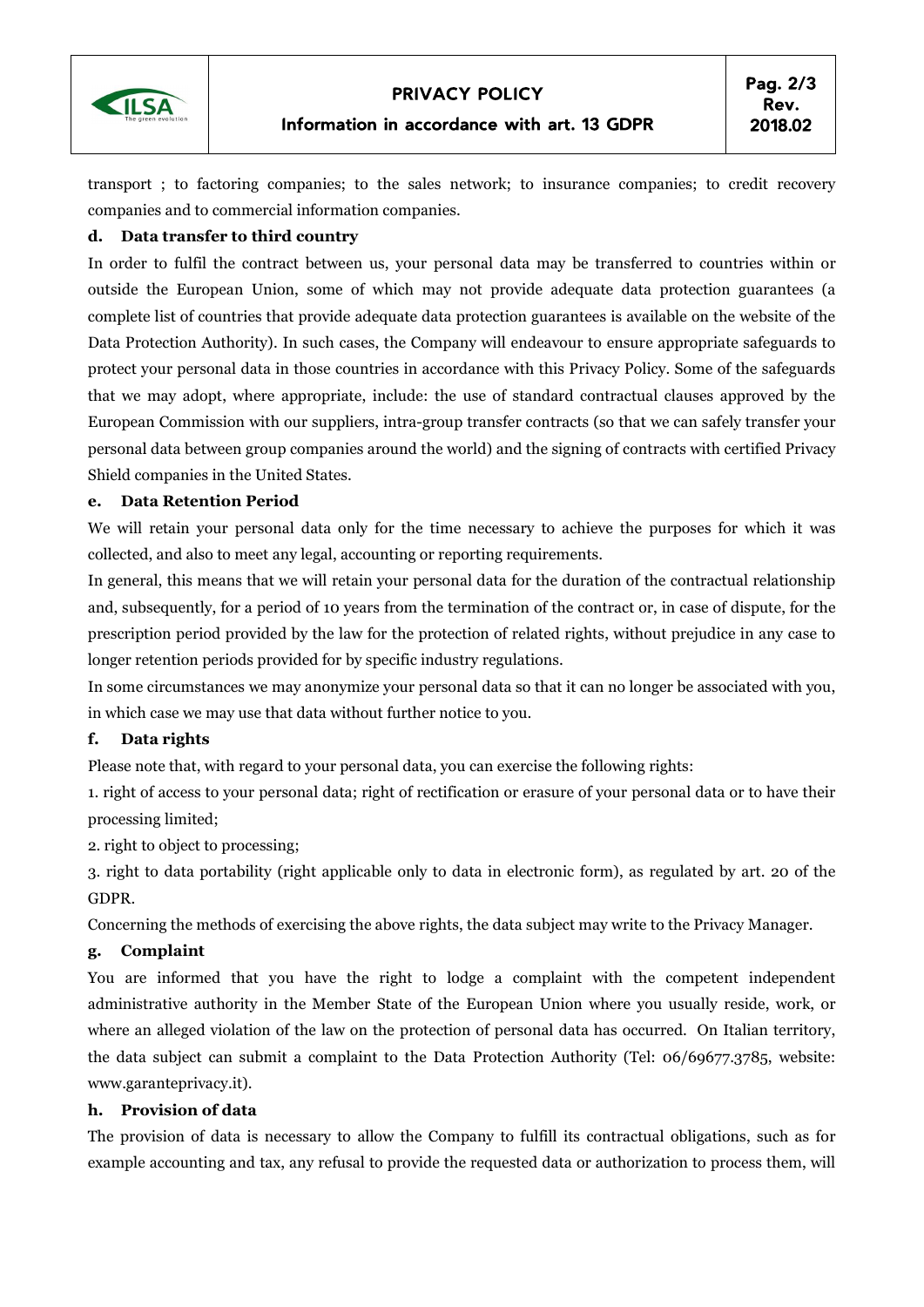transport ; to factoring companies; to the sales network; to insurance companies; to credit recovery companies and to commercial information companies.

### d. Data transfer to third country

In order to fulfil the contract between us, your personal data may be transferred to countries within or outside the European Union, some of which may not provide adequate data protection guarantees (a complete list of countries that provide adequate data protection guarantees is available on the website of the Data Protection Authority). In such cases, the Company will endeavour to ensure appropriate safeguards to protect your personal data in those countries in accordance with this Privacy Policy. Some of the safeguards that we may adopt, where appropriate, include: the use of standard contractual clauses approved by the European Commission with our suppliers, intra-group transfer contracts (so that we can safely transfer your personal data between group companies around the world) and the signing of contracts with certified Privacy Shield companies in the United States.

### e. Data Retention Period

We will retain your personal data only for the time necessary to achieve the purposes for which it was collected, and also to meet any legal, accounting or reporting requirements.

In general, this means that we will retain your personal data for the duration of the contractual relationship and, subsequently, for a period of 10 years from the termination of the contract or, in case of dispute, for the prescription period provided by the law for the protection of related rights, without prejudice in any case to longer retention periods provided for by specific industry regulations.

In some circumstances we may anonymize your personal data so that it can no longer be associated with you, in which case we may use that data without further notice to you.

### f. Data rights

Please note that, with regard to your personal data, you can exercise the following rights:

1. right of access to your personal data; right of rectification or erasure of your personal data or to have their processing limited;
2. right to object to processing;
3. right to data portability (right applicable only to data in electronic form), as regulated by art. 20 of the GDPR.

Concerning the methods of exercising the above rights, the data subject may write to the Privacy Manager.

### g. Complaint

You are informed that you have the right to lodge a complaint with the competent independent administrative authority in the Member State of the European Union where you usually reside, work, or where an alleged violation of the law on the protection of personal data has occurred. On Italian territory, the data subject can submit a complaint to the Data Protection Authority (Tel: 06/69677.3785, website: www.garanteprivacy.it).

### h. Provision of data

The provision of data is necessary to allow the Company to fulfill its contractual obligations, such as for example accounting and tax, any refusal to provide the requested data or authorization to process them, will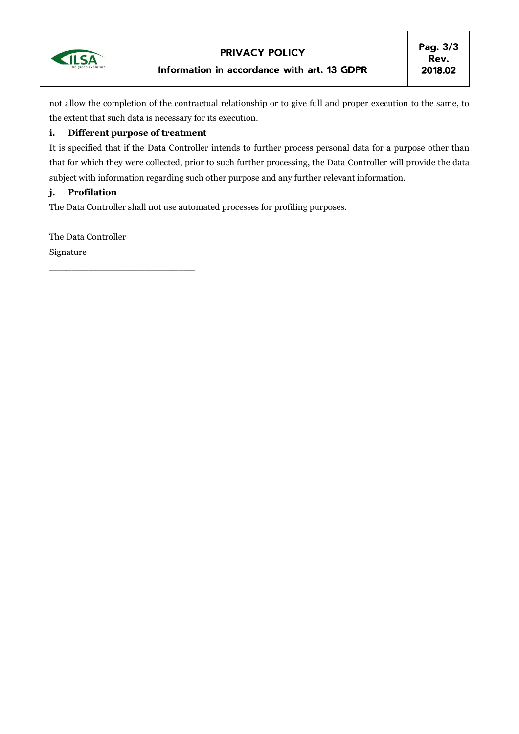not allow the completion of the contractual relationship or to give full and proper execution to the same, to the extent that such data is necessary for its execution.

**i. Different purpose of treatment**

It is specified that if the Data Controller intends to further process personal data for a purpose other than that for which they were collected, prior to such further processing, the Data Controller will provide the data subject with information regarding such other purpose and any further relevant information.

**j. Profilation**

The Data Controller shall not use automated processes for profiling purposes.

The Data Controller

Signature

_____________________________